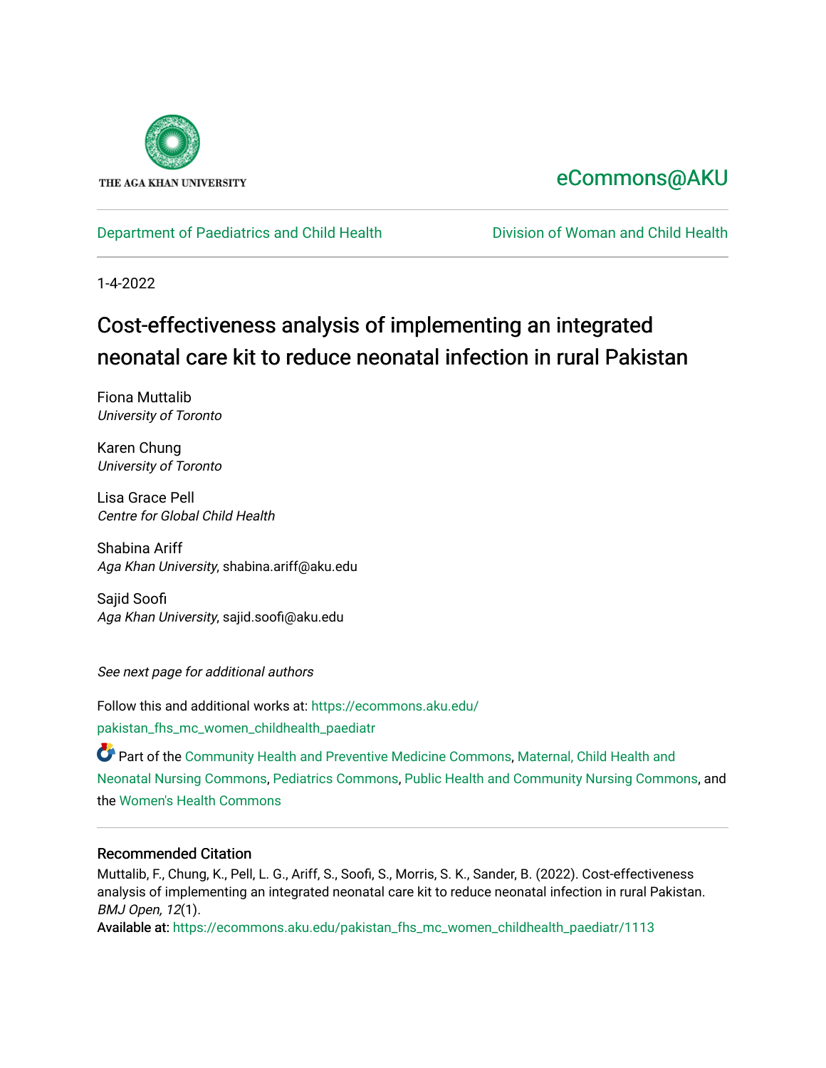THE AGA KHAN UNIVERSITY

eCommons@AKU

Department of Paediatrics and Child Health | Division of Woman and Child Health

1-4-2022

# Cost-effectiveness analysis of implementing an integrated neonatal care kit to reduce neonatal infection in rural Pakistan

Fiona Muttalib
*University of Toronto*

Karen Chung
*University of Toronto*

Lisa Grace Pell
*Centre for Global Child Health*

Shabina Ariff
*Aga Khan University*, shabina.ariff@aku.edu

Sajid Soofi
*Aga Khan University*, sajid.soofi@aku.edu

*See next page for additional authors*

Follow this and additional works at: https://ecommons.aku.edu/pakistan_fhs_mc_women_childhealth_paediatr

Part of the Community Health and Preventive Medicine Commons, Maternal, Child Health and Neonatal Nursing Commons, Pediatrics Commons, Public Health and Community Nursing Commons, and the Women's Health Commons

## Recommended Citation

Muttalib, F., Chung, K., Pell, L. G., Ariff, S., Soofi, S., Morris, S. K., Sander, B. (2022). Cost-effectiveness analysis of implementing an integrated neonatal care kit to reduce neonatal infection in rural Pakistan. *BMJ Open, 12*(1).

Available at: https://ecommons.aku.edu/pakistan_fhs_mc_women_childhealth_paediatr/1113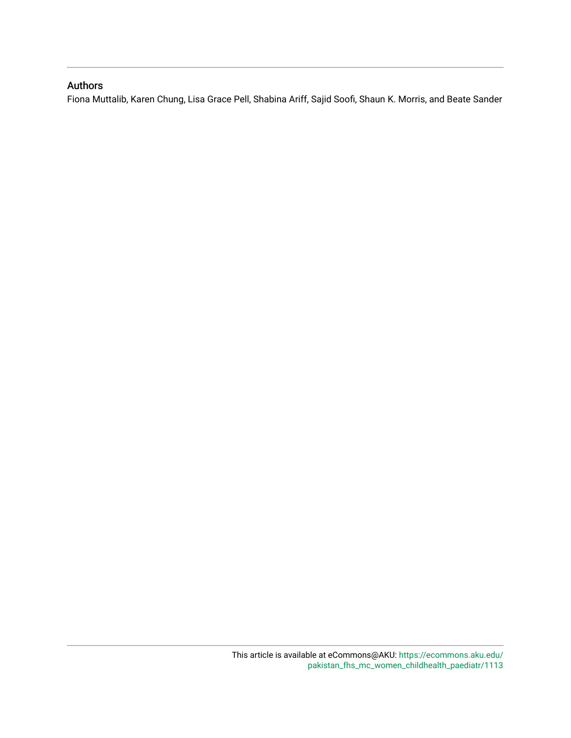## Authors

Fiona Muttalib, Karen Chung, Lisa Grace Pell, Shabina Ariff, Sajid Soofi, Shaun K. Morris, and Beate Sander

This article is available at eCommons@AKU: https://ecommons.aku.edu/pakistan_fhs_mc_women_childhealth_paediatr/1113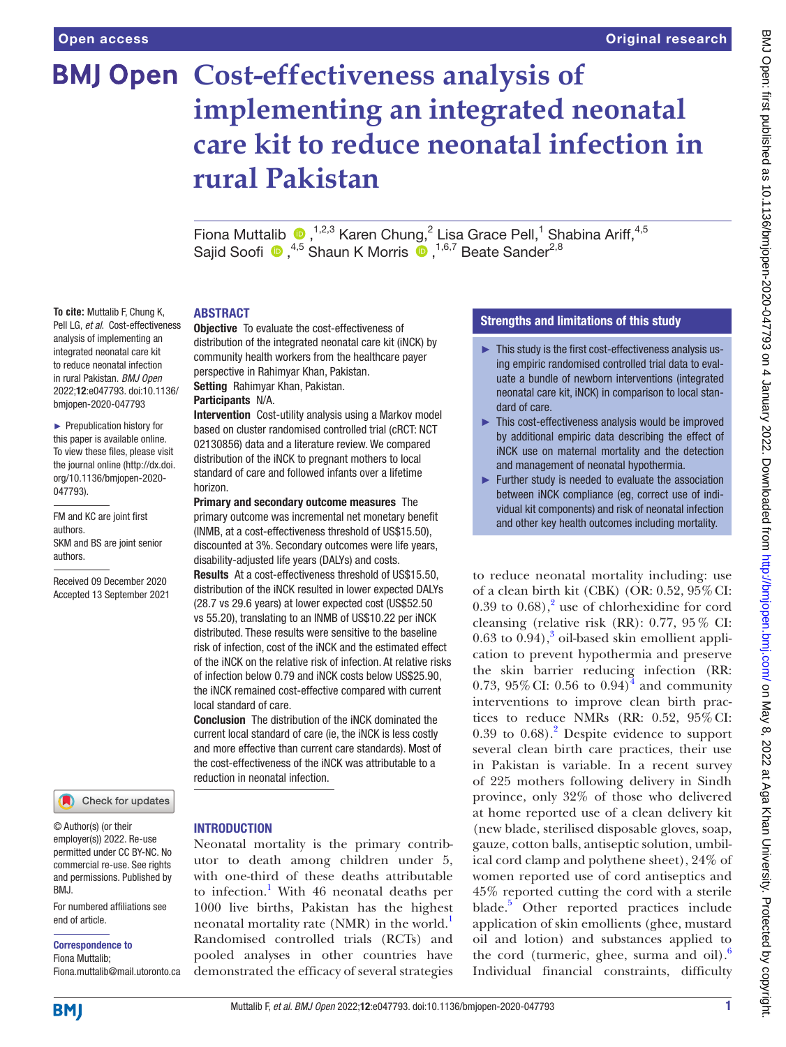# Cost-effectiveness analysis of implementing an integrated neonatal care kit to reduce neonatal infection in rural Pakistan

Fiona Muttalib ,[1,2,3] Karen Chung,[2] Lisa Grace Pell,[1] Shabina Ariff,[4,5] Sajid Soofi ,[4,5] Shaun K Morris ,[1,6,7] Beate Sander[2,8]

**To cite:** Muttalib F, Chung K, Pell LG, *et al*. Cost-effectiveness analysis of implementing an integrated neonatal care kit to reduce neonatal infection in rural Pakistan. *BMJ Open* 2022;**12**:e047793. doi:10.1136/bmjopen-2020-047793

► Prepublication history for this paper is available online. To view these files, please visit the journal online (http://dx.doi.org/10.1136/bmjopen-2020-047793).

FM and KC are joint first authors.

SKM and BS are joint senior authors.

Received 09 December 2020
Accepted 13 September 2021

© Author(s) (or their employer(s)) 2022. Re-use permitted under CC BY-NC. No commercial re-use. See rights and permissions. Published by BMJ.

For numbered affiliations see end of article.

**Correspondence to**
Fiona Muttalib;
Fiona.muttalib@mail.utoronto.ca

## ABSTRACT

**Objective** To evaluate the cost-effectiveness of distribution of the integrated neonatal care kit (iNCK) by community health workers from the healthcare payer perspective in Rahimyar Khan, Pakistan.

**Setting** Rahimyar Khan, Pakistan.

**Participants** N/A.

**Intervention** Cost-utility analysis using a Markov model based on cluster randomised controlled trial (cRCT: NCT 02130856) data and a literature review. We compared distribution of the iNCK to pregnant mothers to local standard of care and followed infants over a lifetime horizon.

**Primary and secondary outcome measures** The primary outcome was incremental net monetary benefit (INMB, at a cost-effectiveness threshold of US$15.50), discounted at 3%. Secondary outcomes were life years, disability-adjusted life years (DALYs) and costs.

**Results** At a cost-effectiveness threshold of US$15.50, distribution of the iNCK resulted in lower expected DALYs (28.7 vs 29.6 years) at lower expected cost (US$52.50 vs 55.20), translating to an INMB of US$10.22 per iNCK distributed. These results were sensitive to the baseline risk of infection, cost of the iNCK and the estimated effect of the iNCK on the relative risk of infection. At relative risks of infection below 0.79 and iNCK costs below US$25.90, the iNCK remained cost-effective compared with current local standard of care.

**Conclusion** The distribution of the iNCK dominated the current local standard of care (ie, the iNCK is less costly and more effective than current care standards). Most of the cost-effectiveness of the iNCK was attributable to a reduction in neonatal infection.

## Strengths and limitations of this study

- ► This study is the first cost-effectiveness analysis using empiric randomised controlled trial data to evaluate a bundle of newborn interventions (integrated neonatal care kit, iNCK) in comparison to local standard of care.
- ► This cost-effectiveness analysis would be improved by additional empiric data describing the effect of iNCK use on maternal mortality and the detection and management of neonatal hypothermia.
- ► Further study is needed to evaluate the association between iNCK compliance (eg, correct use of individual kit components) and risk of neonatal infection and other key health outcomes including mortality.

## INTRODUCTION

Neonatal mortality is the primary contributor to death among children under 5, with one-third of these deaths attributable to infection.[1] With 46 neonatal deaths per 1000 live births, Pakistan has the highest neonatal mortality rate (NMR) in the world.[1] Randomised controlled trials (RCTs) and pooled analyses in other countries have demonstrated the efficacy of several strategies to reduce neonatal mortality including: use of a clean birth kit (CBK) (OR: 0.52, 95% CI: 0.39 to 0.68),[2] use of chlorhexidine for cord cleansing (relative risk (RR): 0.77, 95% CI: 0.63 to 0.94),[3] oil-based skin emollient application to prevent hypothermia and preserve the skin barrier reducing infection (RR: 0.73, 95% CI: 0.56 to 0.94)[4] and community interventions to improve clean birth practices to reduce NMRs (RR: 0.52, 95% CI: 0.39 to 0.68).[2] Despite evidence to support several clean birth care practices, their use in Pakistan is variable. In a recent survey of 225 mothers following delivery in Sindh province, only 32% of those who delivered at home reported use of a clean delivery kit (new blade, sterilised disposable gloves, soap, gauze, cotton balls, antiseptic solution, umbilical cord clamp and polythene sheet), 24% of women reported use of cord antiseptics and 45% reported cutting the cord with a sterile blade.[5] Other reported practices include application of skin emollients (ghee, mustard oil and lotion) and substances applied to the cord (turmeric, ghee, surma and oil).[6] Individual financial constraints, difficulty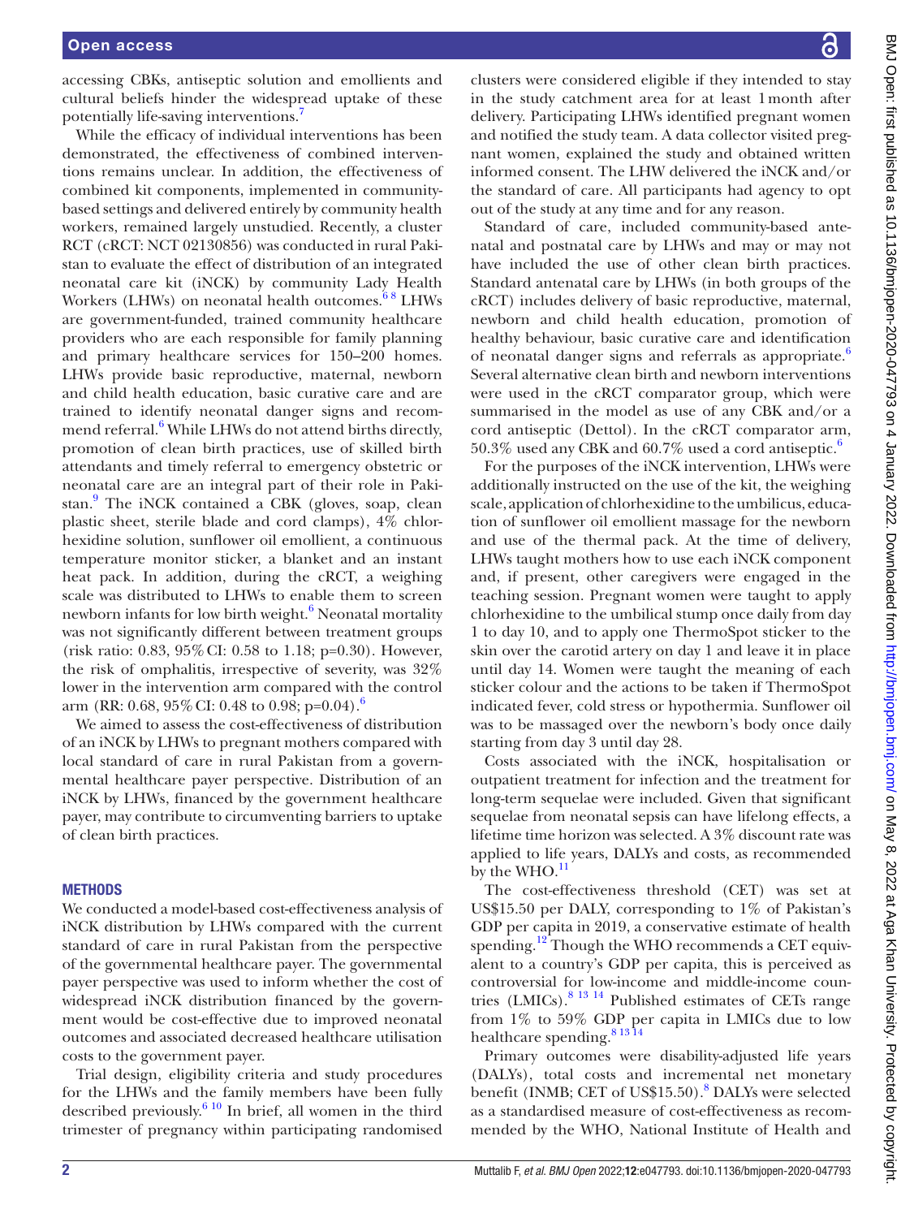accessing CBKs, antiseptic solution and emollients and cultural beliefs hinder the widespread uptake of these potentially life-saving interventions.[7]

While the efficacy of individual interventions has been demonstrated, the effectiveness of combined interventions remains unclear. In addition, the effectiveness of combined kit components, implemented in community-based settings and delivered entirely by community health workers, remained largely unstudied. Recently, a cluster RCT (cRCT: NCT 02130856) was conducted in rural Pakistan to evaluate the effect of distribution of an integrated neonatal care kit (iNCK) by community Lady Health Workers (LHWs) on neonatal health outcomes.[6 8] LHWs are government-funded, trained community healthcare providers who are each responsible for family planning and primary healthcare services for 150–200 homes. LHWs provide basic reproductive, maternal, newborn and child health education, basic curative care and are trained to identify neonatal danger signs and recommend referral.[6] While LHWs do not attend births directly, promotion of clean birth practices, use of skilled birth attendants and timely referral to emergency obstetric or neonatal care are an integral part of their role in Pakistan.[9] The iNCK contained a CBK (gloves, soap, clean plastic sheet, sterile blade and cord clamps), 4% chlorhexidine solution, sunflower oil emollient, a continuous temperature monitor sticker, a blanket and an instant heat pack. In addition, during the cRCT, a weighing scale was distributed to LHWs to enable them to screen newborn infants for low birth weight.[6] Neonatal mortality was not significantly different between treatment groups (risk ratio: 0.83, 95% CI: 0.58 to 1.18; p=0.30). However, the risk of omphalitis, irrespective of severity, was 32% lower in the intervention arm compared with the control arm (RR: 0.68, 95% CI: 0.48 to 0.98; p=0.04).[6]

We aimed to assess the cost-effectiveness of distribution of an iNCK by LHWs to pregnant mothers compared with local standard of care in rural Pakistan from a governmental healthcare payer perspective. Distribution of an iNCK by LHWs, financed by the government healthcare payer, may contribute to circumventing barriers to uptake of clean birth practices.

## METHODS

We conducted a model-based cost-effectiveness analysis of iNCK distribution by LHWs compared with the current standard of care in rural Pakistan from the perspective of the governmental healthcare payer. The governmental payer perspective was used to inform whether the cost of widespread iNCK distribution financed by the government would be cost-effective due to improved neonatal outcomes and associated decreased healthcare utilisation costs to the government payer.

Trial design, eligibility criteria and study procedures for the LHWs and the family members have been fully described previously.[6 10] In brief, all women in the third trimester of pregnancy within participating randomised clusters were considered eligible if they intended to stay in the study catchment area for at least 1 month after delivery. Participating LHWs identified pregnant women and notified the study team. A data collector visited pregnant women, explained the study and obtained written informed consent. The LHW delivered the iNCK and/or the standard of care. All participants had agency to opt out of the study at any time and for any reason.

Standard of care, included community-based antenatal and postnatal care by LHWs and may or may not have included the use of other clean birth practices. Standard antenatal care by LHWs (in both groups of the cRCT) includes delivery of basic reproductive, maternal, newborn and child health education, promotion of healthy behaviour, basic curative care and identification of neonatal danger signs and referrals as appropriate.[6] Several alternative clean birth and newborn interventions were used in the cRCT comparator group, which were summarised in the model as use of any CBK and/or a cord antiseptic (Dettol). In the cRCT comparator arm, 50.3% used any CBK and 60.7% used a cord antiseptic.[6]

For the purposes of the iNCK intervention, LHWs were additionally instructed on the use of the kit, the weighing scale, application of chlorhexidine to the umbilicus, education of sunflower oil emollient massage for the newborn and use of the thermal pack. At the time of delivery, LHWs taught mothers how to use each iNCK component and, if present, other caregivers were engaged in the teaching session. Pregnant women were taught to apply chlorhexidine to the umbilical stump once daily from day 1 to day 10, and to apply one ThermoSpot sticker to the skin over the carotid artery on day 1 and leave it in place until day 14. Women were taught the meaning of each sticker colour and the actions to be taken if ThermoSpot indicated fever, cold stress or hypothermia. Sunflower oil was to be massaged over the newborn's body once daily starting from day 3 until day 28.

Costs associated with the iNCK, hospitalisation or outpatient treatment for infection and the treatment for long-term sequelae were included. Given that significant sequelae from neonatal sepsis can have lifelong effects, a lifetime time horizon was selected. A 3% discount rate was applied to life years, DALYs and costs, as recommended by the WHO.[11]

The cost-effectiveness threshold (CET) was set at US\$15.50 per DALY, corresponding to 1% of Pakistan's GDP per capita in 2019, a conservative estimate of health spending.[12] Though the WHO recommends a CET equivalent to a country's GDP per capita, this is perceived as controversial for low-income and middle-income countries (LMICs).[8 13 14] Published estimates of CETs range from 1% to 59% GDP per capita in LMICs due to low healthcare spending.[8 13 14]

Primary outcomes were disability-adjusted life years (DALYs), total costs and incremental net monetary benefit (INMB; CET of US\$15.50).[8] DALYs were selected as a standardised measure of cost-effectiveness as recommended by the WHO, National Institute of Health and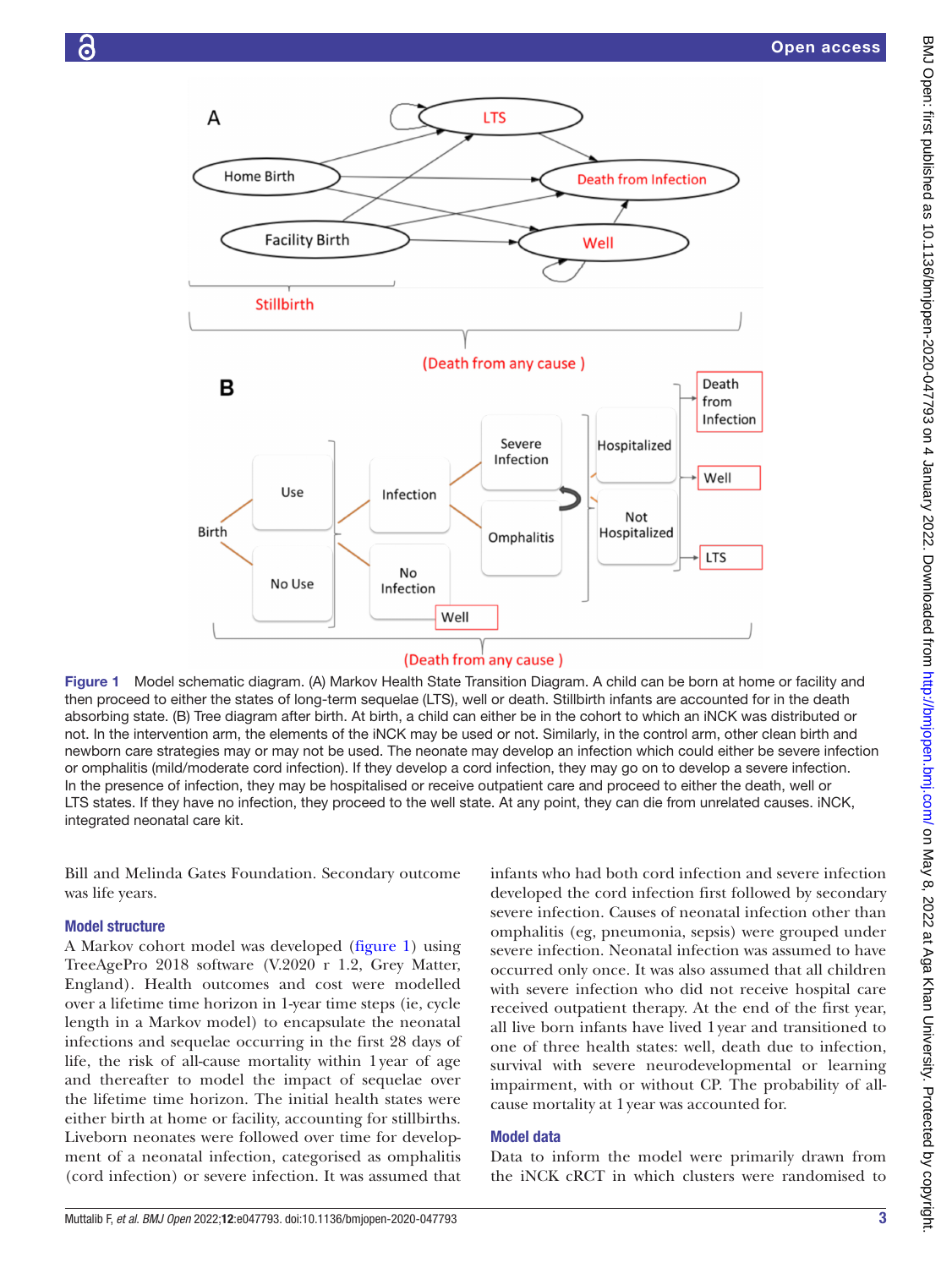Figure 1 Model schematic diagram. (A) Markov Health State Transition Diagram. A child can be born at home or facility and then proceed to either the states of long-term sequelae (LTS), well or death. Stillbirth infants are accounted for in the death absorbing state. (B) Tree diagram after birth. At birth, a child can either be in the cohort to which an iNCK was distributed or not. In the intervention arm, the elements of the iNCK may be used or not. Similarly, in the control arm, other clean birth and newborn care strategies may or may not be used. The neonate may develop an infection which could either be severe infection or omphalitis (mild/moderate cord infection). If they develop a cord infection, they may go on to develop a severe infection. In the presence of infection, they may be hospitalised or receive outpatient care and proceed to either the death, well or LTS states. If they have no infection, they proceed to the well state. At any point, they can die from unrelated causes. iNCK, integrated neonatal care kit.

Bill and Melinda Gates Foundation. Secondary outcome was life years.

### Model structure

A Markov cohort model was developed (figure 1) using TreeAgePro 2018 software (V.2020 r 1.2, Grey Matter, England). Health outcomes and cost were modelled over a lifetime time horizon in 1-year time steps (ie, cycle length in a Markov model) to encapsulate the neonatal infections and sequelae occurring in the first 28 days of life, the risk of all-cause mortality within 1 year of age and thereafter to model the impact of sequelae over the lifetime time horizon. The initial health states were either birth at home or facility, accounting for stillbirths. Liveborn neonates were followed over time for development of a neonatal infection, categorised as omphalitis (cord infection) or severe infection. It was assumed that infants who had both cord infection and severe infection developed the cord infection first followed by secondary severe infection. Causes of neonatal infection other than omphalitis (eg, pneumonia, sepsis) were grouped under severe infection. Neonatal infection was assumed to have occurred only once. It was also assumed that all children with severe infection who did not receive hospital care received outpatient therapy. At the end of the first year, all live born infants have lived 1 year and transitioned to one of three health states: well, death due to infection, survival with severe neurodevelopmental or learning impairment, with or without CP. The probability of all-cause mortality at 1 year was accounted for.

### Model data

Data to inform the model were primarily drawn from the iNCK cRCT in which clusters were randomised to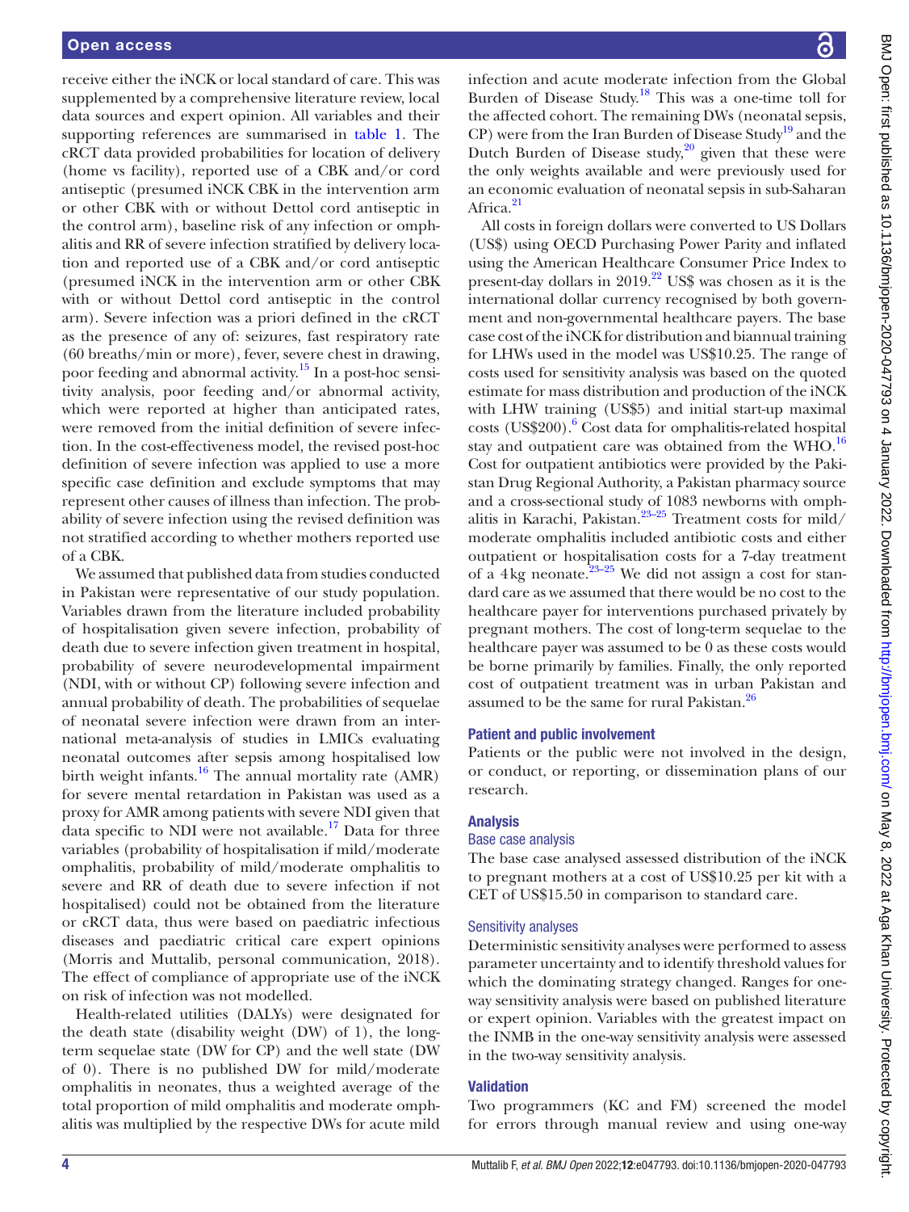receive either the iNCK or local standard of care. This was supplemented by a comprehensive literature review, local data sources and expert opinion. All variables and their supporting references are summarised in table 1. The cRCT data provided probabilities for location of delivery (home vs facility), reported use of a CBK and/or cord antiseptic (presumed iNCK CBK in the intervention arm or other CBK with or without Dettol cord antiseptic in the control arm), baseline risk of any infection or omphalitis and RR of severe infection stratified by delivery location and reported use of a CBK and/or cord antiseptic (presumed iNCK in the intervention arm or other CBK with or without Dettol cord antiseptic in the control arm). Severe infection was a priori defined in the cRCT as the presence of any of: seizures, fast respiratory rate (60 breaths/min or more), fever, severe chest in drawing, poor feeding and abnormal activity.[15] In a post-hoc sensitivity analysis, poor feeding and/or abnormal activity, which were reported at higher than anticipated rates, were removed from the initial definition of severe infection. In the cost-effectiveness model, the revised post-hoc definition of severe infection was applied to use a more specific case definition and exclude symptoms that may represent other causes of illness than infection. The probability of severe infection using the revised definition was not stratified according to whether mothers reported use of a CBK.

We assumed that published data from studies conducted in Pakistan were representative of our study population. Variables drawn from the literature included probability of hospitalisation given severe infection, probability of death due to severe infection given treatment in hospital, probability of severe neurodevelopmental impairment (NDI, with or without CP) following severe infection and annual probability of death. The probabilities of sequelae of neonatal severe infection were drawn from an international meta-analysis of studies in LMICs evaluating neonatal outcomes after sepsis among hospitalised low birth weight infants.[16] The annual mortality rate (AMR) for severe mental retardation in Pakistan was used as a proxy for AMR among patients with severe NDI given that data specific to NDI were not available.[17] Data for three variables (probability of hospitalisation if mild/moderate omphalitis, probability of mild/moderate omphalitis to severe and RR of death due to severe infection if not hospitalised) could not be obtained from the literature or cRCT data, thus were based on paediatric infectious diseases and paediatric critical care expert opinions (Morris and Muttalib, personal communication, 2018). The effect of compliance of appropriate use of the iNCK on risk of infection was not modelled.

Health-related utilities (DALYs) were designated for the death state (disability weight (DW) of 1), the long-term sequelae state (DW for CP) and the well state (DW of 0). There is no published DW for mild/moderate omphalitis in neonates, thus a weighted average of the total proportion of mild omphalitis and moderate omphalitis was multiplied by the respective DWs for acute mild infection and acute moderate infection from the Global Burden of Disease Study.[18] This was a one-time toll for the affected cohort. The remaining DWs (neonatal sepsis, CP) were from the Iran Burden of Disease Study[19] and the Dutch Burden of Disease study,[20] given that these were the only weights available and were previously used for an economic evaluation of neonatal sepsis in sub-Saharan Africa.[21]

All costs in foreign dollars were converted to US Dollars (US$) using OECD Purchasing Power Parity and inflated using the American Healthcare Consumer Price Index to present-day dollars in 2019.[22] US$ was chosen as it is the international dollar currency recognised by both government and non-governmental healthcare payers. The base case cost of the iNCK for distribution and biannual training for LHWs used in the model was US$10.25. The range of costs used for sensitivity analysis was based on the quoted estimate for mass distribution and production of the iNCK with LHW training (US$5) and initial start-up maximal costs (US$200).[6] Cost data for omphalitis-related hospital stay and outpatient care was obtained from the WHO.[16] Cost for outpatient antibiotics were provided by the Pakistan Drug Regional Authority, a Pakistan pharmacy source and a cross-sectional study of 1083 newborns with omphalitis in Karachi, Pakistan.[23–25] Treatment costs for mild/moderate omphalitis included antibiotic costs and either outpatient or hospitalisation costs for a 7-day treatment of a 4 kg neonate.[23–25] We did not assign a cost for standard care as we assumed that there would be no cost to the healthcare payer for interventions purchased privately by pregnant mothers. The cost of long-term sequelae to the healthcare payer was assumed to be 0 as these costs would be borne primarily by families. Finally, the only reported cost of outpatient treatment was in urban Pakistan and assumed to be the same for rural Pakistan.[26]

### Patient and public involvement

Patients or the public were not involved in the design, or conduct, or reporting, or dissemination plans of our research.

## Analysis

### Base case analysis

The base case analysed assessed distribution of the iNCK to pregnant mothers at a cost of US$10.25 per kit with a CET of US$15.50 in comparison to standard care.

### Sensitivity analyses

Deterministic sensitivity analyses were performed to assess parameter uncertainty and to identify threshold values for which the dominating strategy changed. Ranges for one-way sensitivity analysis were based on published literature or expert opinion. Variables with the greatest impact on the INMB in the one-way sensitivity analysis were assessed in the two-way sensitivity analysis.

## Validation

Two programmers (KC and FM) screened the model for errors through manual review and using one-way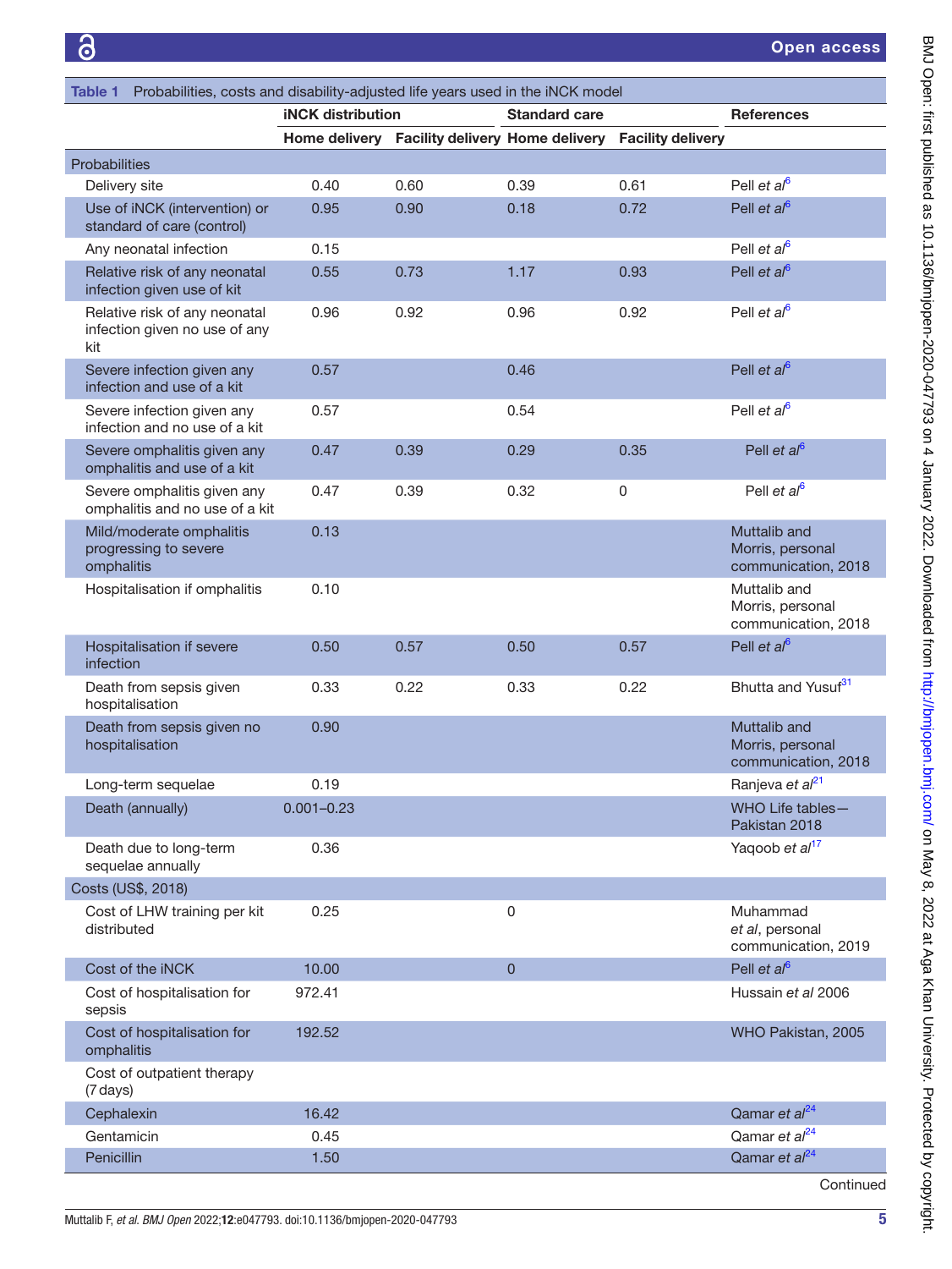**Table 1** Probabilities, costs and disability-adjusted life years used in the iNCK model

| | iNCK distribution | | Standard care | | References |
|---|---|---|---|---|---|
| | Home delivery | Facility delivery | Home delivery | Facility delivery | |
| **Probabilities** | | | | | |
| Delivery site | 0.40 | 0.60 | 0.39 | 0.61 | Pell *et al*[6] |
| Use of iNCK (intervention) or standard of care (control) | 0.95 | 0.90 | 0.18 | 0.72 | Pell *et al*[6] |
| Any neonatal infection | 0.15 | | | | Pell *et al*[6] |
| Relative risk of any neonatal infection given use of kit | 0.55 | 0.73 | 1.17 | 0.93 | Pell *et al*[6] |
| Relative risk of any neonatal infection given no use of any kit | 0.96 | 0.92 | 0.96 | 0.92 | Pell *et al*[6] |
| Severe infection given any infection and use of a kit | 0.57 | | 0.46 | | Pell *et al*[6] |
| Severe infection given any infection and no use of a kit | 0.57 | | 0.54 | | Pell *et al*[6] |
| Severe omphalitis given any omphalitis and use of a kit | 0.47 | 0.39 | 0.29 | 0.35 | Pell *et al*[6] |
| Severe omphalitis given any omphalitis and no use of a kit | 0.47 | 0.39 | 0.32 | 0 | Pell *et al*[6] |
| Mild/moderate omphalitis progressing to severe omphalitis | 0.13 | | | | Muttalib and Morris, personal communication, 2018 |
| Hospitalisation if omphalitis | 0.10 | | | | Muttalib and Morris, personal communication, 2018 |
| Hospitalisation if severe infection | 0.50 | 0.57 | 0.50 | 0.57 | Pell *et al*[6] |
| Death from sepsis given hospitalisation | 0.33 | 0.22 | 0.33 | 0.22 | Bhutta and Yusuf[31] |
| Death from sepsis given no hospitalisation | 0.90 | | | | Muttalib and Morris, personal communication, 2018 |
| Long-term sequelae | 0.19 | | | | Ranjeva *et al*[21] |
| Death (annually) | 0.001–0.23 | | | | WHO Life tables—Pakistan 2018 |
| Death due to long-term sequelae annually | 0.36 | | | | Yaqoob *et al*[17] |
| **Costs (US$, 2018)** | | | | | |
| Cost of LHW training per kit distributed | 0.25 | | 0 | | Muhammad *et al*, personal communication, 2019 |
| Cost of the iNCK | 10.00 | | 0 | | Pell *et al*[6] |
| Cost of hospitalisation for sepsis | 972.41 | | | | Hussain *et al* 2006 |
| Cost of hospitalisation for omphalitis | 192.52 | | | | WHO Pakistan, 2005 |
| Cost of outpatient therapy (7 days) | | | | | |
| Cephalexin | 16.42 | | | | Qamar *et al*[24] |
| Gentamicin | 0.45 | | | | Qamar *et al*[24] |
| Penicillin | 1.50 | | | | Qamar *et al*[24] |

Continued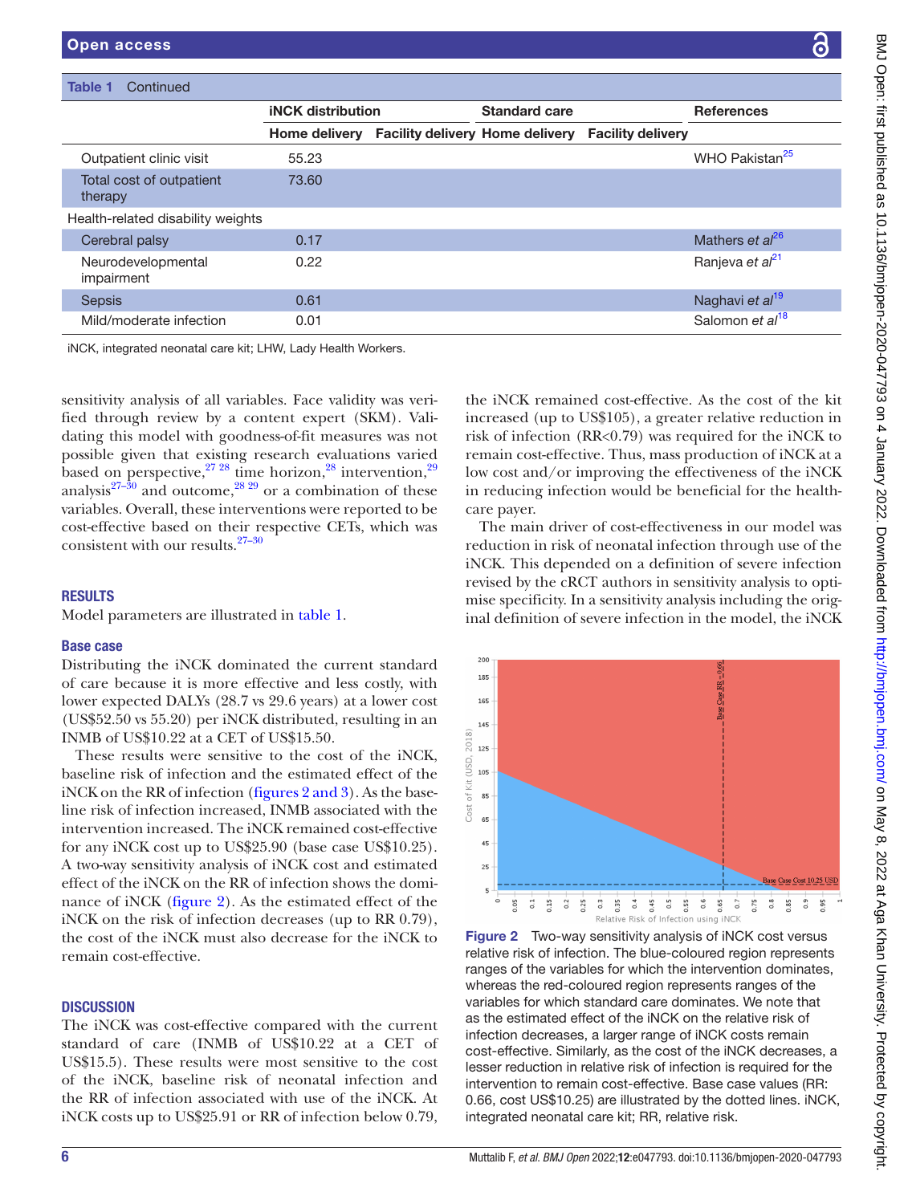**Table 1** Continued

| | iNCK distribution | | Standard care | | References |
|---|---|---|---|---|---|
| | Home delivery | Facility delivery | Home delivery | Facility delivery | |
| Outpatient clinic visit | 55.23 | | | | WHO Pakistan[25] |
| Total cost of outpatient therapy | 73.60 | | | | |
| Health-related disability weights | | | | | |
| Cerebral palsy | 0.17 | | | | Mathers *et al*[26] |
| Neurodevelopmental impairment | 0.22 | | | | Ranjeva *et al*[21] |
| Sepsis | 0.61 | | | | Naghavi *et al*[19] |
| Mild/moderate infection | 0.01 | | | | Salomon *et al*[18] |

iNCK, integrated neonatal care kit; LHW, Lady Health Workers.

sensitivity analysis of all variables. Face validity was verified through review by a content expert (SKM). Validating this model with goodness-of-fit measures was not possible given that existing research evaluations varied based on perspective,[27,28] time horizon,[28] intervention,[29] analysis[27–30] and outcome,[28,29] or a combination of these variables. Overall, these interventions were reported to be cost-effective based on their respective CETs, which was consistent with our results.[27–30]

## RESULTS

Model parameters are illustrated in table 1.

### Base case

Distributing the iNCK dominated the current standard of care because it is more effective and less costly, with lower expected DALYs (28.7 vs 29.6 years) at a lower cost (US$52.50 vs 55.20) per iNCK distributed, resulting in an INMB of US$10.22 at a CET of US$15.50.

These results were sensitive to the cost of the iNCK, baseline risk of infection and the estimated effect of the iNCK on the RR of infection (figures 2 and 3). As the baseline risk of infection increased, INMB associated with the intervention increased. The iNCK remained cost-effective for any iNCK cost up to US$25.90 (base case US$10.25). A two-way sensitivity analysis of iNCK cost and estimated effect of the iNCK on the RR of infection shows the dominance of iNCK (figure 2). As the estimated effect of the iNCK on the risk of infection decreases (up to RR 0.79), the cost of the iNCK must also decrease for the iNCK to remain cost-effective.

## DISCUSSION

The iNCK was cost-effective compared with the current standard of care (INMB of US$10.22 at a CET of US$15.5). These results were most sensitive to the cost of the iNCK, baseline risk of neonatal infection and the RR of infection associated with use of the iNCK. At iNCK costs up to US$25.91 or RR of infection below 0.79, the iNCK remained cost-effective. As the cost of the kit increased (up to US$105), a greater relative reduction in risk of infection (RR<0.79) was required for the iNCK to remain cost-effective. Thus, mass production of iNCK at a low cost and/or improving the effectiveness of the iNCK in reducing infection would be beneficial for the healthcare payer.

The main driver of cost-effectiveness in our model was reduction in risk of neonatal infection through use of the iNCK. This depended on a definition of severe infection revised by the cRCT authors in sensitivity analysis to optimise specificity. In a sensitivity analysis including the original definition of severe infection in the model, the iNCK

**Figure 2** Two-way sensitivity analysis of iNCK cost versus relative risk of infection. The blue-coloured region represents ranges of the variables for which the intervention dominates, whereas the red-coloured region represents ranges of the variables for which standard care dominates. We note that as the estimated effect of the iNCK on the relative risk of infection decreases, a larger range of iNCK costs remain cost-effective. Similarly, as the cost of the iNCK decreases, a lesser reduction in relative risk of infection is required for the intervention to remain cost-effective. Base case values (RR: 0.66, cost US$10.25) are illustrated by the dotted lines. iNCK, integrated neonatal care kit; RR, relative risk.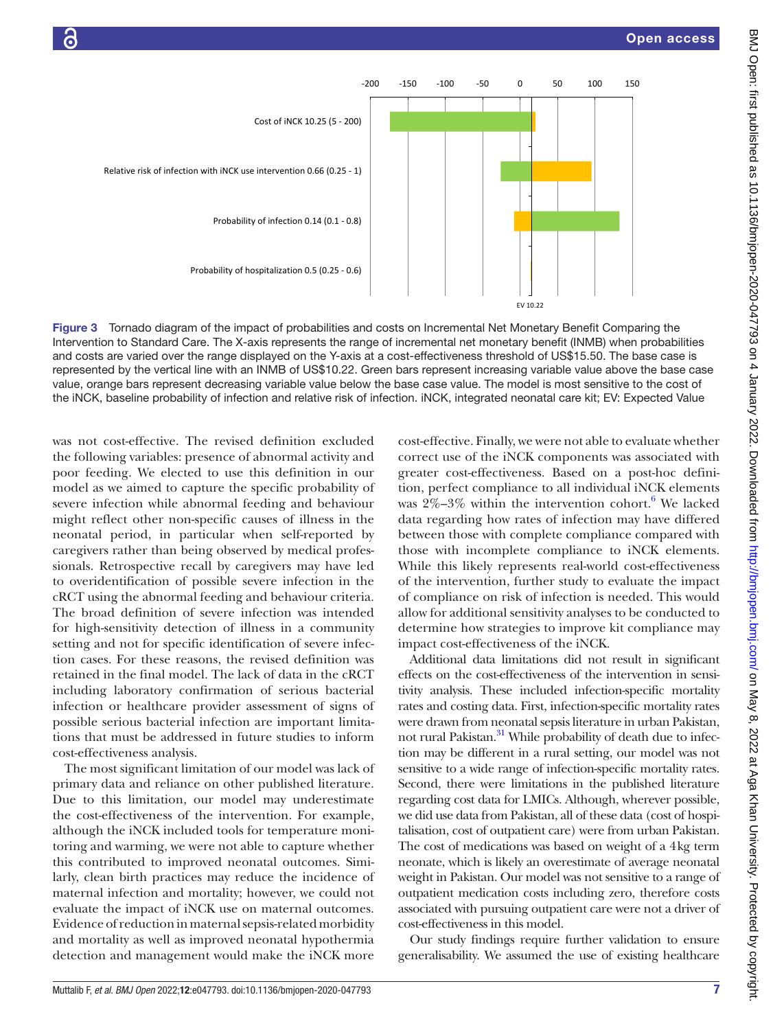Figure 3 Tornado diagram of the impact of probabilities and costs on Incremental Net Monetary Benefit Comparing the Intervention to Standard Care. The X-axis represents the range of incremental net monetary benefit (INMB) when probabilities and costs are varied over the range displayed on the Y-axis at a cost-effectiveness threshold of US$15.50. The base case is represented by the vertical line with an INMB of US$10.22. Green bars represent increasing variable value above the base case value, orange bars represent decreasing variable value below the base case value. The model is most sensitive to the cost of the iNCK, baseline probability of infection and relative risk of infection. iNCK, integrated neonatal care kit; EV: Expected Value

was not cost-effective. The revised definition excluded the following variables: presence of abnormal activity and poor feeding. We elected to use this definition in our model as we aimed to capture the specific probability of severe infection while abnormal feeding and behaviour might reflect other non-specific causes of illness in the neonatal period, in particular when self-reported by caregivers rather than being observed by medical professionals. Retrospective recall by caregivers may have led to overidentification of possible severe infection in the cRCT using the abnormal feeding and behaviour criteria. The broad definition of severe infection was intended for high-sensitivity detection of illness in a community setting and not for specific identification of severe infection cases. For these reasons, the revised definition was retained in the final model. The lack of data in the cRCT including laboratory confirmation of serious bacterial infection or healthcare provider assessment of signs of possible serious bacterial infection are important limitations that must be addressed in future studies to inform cost-effectiveness analysis.

The most significant limitation of our model was lack of primary data and reliance on other published literature. Due to this limitation, our model may underestimate the cost-effectiveness of the intervention. For example, although the iNCK included tools for temperature monitoring and warming, we were not able to capture whether this contributed to improved neonatal outcomes. Similarly, clean birth practices may reduce the incidence of maternal infection and mortality; however, we could not evaluate the impact of iNCK use on maternal outcomes. Evidence of reduction in maternal sepsis-related morbidity and mortality as well as improved neonatal hypothermia detection and management would make the iNCK more cost-effective. Finally, we were not able to evaluate whether correct use of the iNCK components was associated with greater cost-effectiveness. Based on a post-hoc definition, perfect compliance to all individual iNCK elements was 2%–3% within the intervention cohort.[6] We lacked data regarding how rates of infection may have differed between those with complete compliance compared with those with incomplete compliance to iNCK elements. While this likely represents real-world cost-effectiveness of the intervention, further study to evaluate the impact of compliance on risk of infection is needed. This would allow for additional sensitivity analyses to be conducted to determine how strategies to improve kit compliance may impact cost-effectiveness of the iNCK.

Additional data limitations did not result in significant effects on the cost-effectiveness of the intervention in sensitivity analysis. These included infection-specific mortality rates and costing data. First, infection-specific mortality rates were drawn from neonatal sepsis literature in urban Pakistan, not rural Pakistan.[31] While probability of death due to infection may be different in a rural setting, our model was not sensitive to a wide range of infection-specific mortality rates. Second, there were limitations in the published literature regarding cost data for LMICs. Although, wherever possible, we did use data from Pakistan, all of these data (cost of hospitalisation, cost of outpatient care) were from urban Pakistan. The cost of medications was based on weight of a 4kg term neonate, which is likely an overestimate of average neonatal weight in Pakistan. Our model was not sensitive to a range of outpatient medication costs including zero, therefore costs associated with pursuing outpatient care were not a driver of cost-effectiveness in this model.

Our study findings require further validation to ensure generalisability. We assumed the use of existing healthcare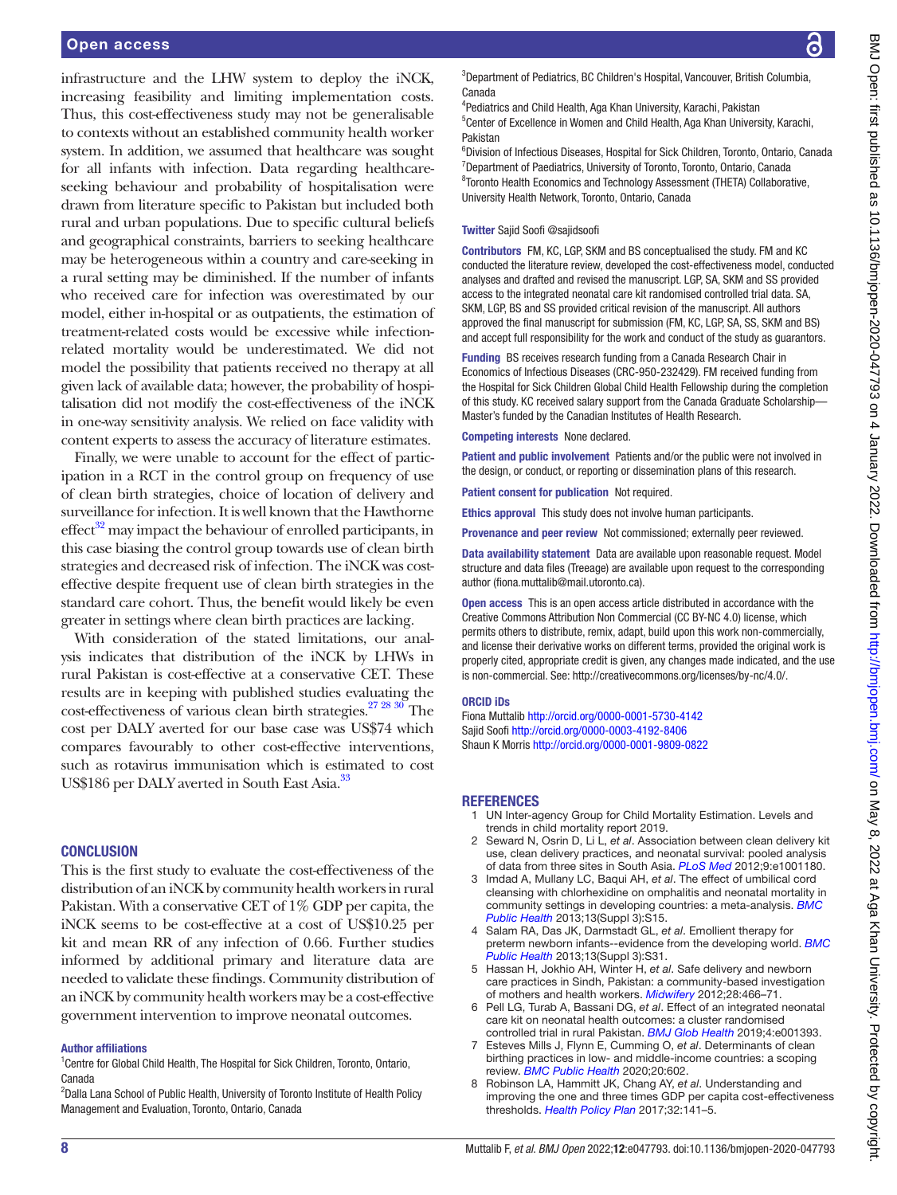infrastructure and the LHW system to deploy the iNCK, increasing feasibility and limiting implementation costs. Thus, this cost-effectiveness study may not be generalisable to contexts without an established community health worker system. In addition, we assumed that healthcare was sought for all infants with infection. Data regarding healthcare-seeking behaviour and probability of hospitalisation were drawn from literature specific to Pakistan but included both rural and urban populations. Due to specific cultural beliefs and geographical constraints, barriers to seeking healthcare may be heterogeneous within a country and care-seeking in a rural setting may be diminished. If the number of infants who received care for infection was overestimated by our model, either in-hospital or as outpatients, the estimation of treatment-related costs would be excessive while infection-related mortality would be underestimated. We did not model the possibility that patients received no therapy at all given lack of available data; however, the probability of hospitalisation did not modify the cost-effectiveness of the iNCK in one-way sensitivity analysis. We relied on face validity with content experts to assess the accuracy of literature estimates.

Finally, we were unable to account for the effect of participation in a RCT in the control group on frequency of use of clean birth strategies, choice of location of delivery and surveillance for infection. It is well known that the Hawthorne effect[32] may impact the behaviour of enrolled participants, in this case biasing the control group towards use of clean birth strategies and decreased risk of infection. The iNCK was cost-effective despite frequent use of clean birth strategies in the standard care cohort. Thus, the benefit would likely be even greater in settings where clean birth practices are lacking.

With consideration of the stated limitations, our analysis indicates that distribution of the iNCK by LHWs in rural Pakistan is cost-effective at a conservative CET. These results are in keeping with published studies evaluating the cost-effectiveness of various clean birth strategies.[27 28 30] The cost per DALY averted for our base case was US$74 which compares favourably to other cost-effective interventions, such as rotavirus immunisation which is estimated to cost US$186 per DALY averted in South East Asia.[33]

## CONCLUSION

This is the first study to evaluate the cost-effectiveness of the distribution of an iNCK by community health workers in rural Pakistan. With a conservative CET of 1% GDP per capita, the iNCK seems to be cost-effective at a cost of US$10.25 per kit and mean RR of any infection of 0.66. Further studies informed by additional primary and literature data are needed to validate these findings. Community distribution of an iNCK by community health workers may be a cost-effective government intervention to improve neonatal outcomes.

**Author affiliations**

[1]Centre for Global Child Health, The Hospital for Sick Children, Toronto, Ontario, Canada
[2]Dalla Lana School of Public Health, University of Toronto Institute of Health Policy Management and Evaluation, Toronto, Ontario, Canada
[3]Department of Pediatrics, BC Children's Hospital, Vancouver, British Columbia, Canada
[4]Pediatrics and Child Health, Aga Khan University, Karachi, Pakistan
[5]Center of Excellence in Women and Child Health, Aga Khan University, Karachi, Pakistan
[6]Division of Infectious Diseases, Hospital for Sick Children, Toronto, Ontario, Canada
[7]Department of Paediatrics, University of Toronto, Toronto, Ontario, Canada
[8]Toronto Health Economics and Technology Assessment (THETA) Collaborative, University Health Network, Toronto, Ontario, Canada

**Twitter** Sajid Soofi @sajidsoofi

**Contributors** FM, KC, LGP, SKM and BS conceptualised the study. FM and KC conducted the literature review, developed the cost-effectiveness model, conducted analyses and drafted and revised the manuscript. LGP, SA, SKM and SS provided access to the integrated neonatal care kit randomised controlled trial data. SA, SKM, LGP, BS and SS provided critical revision of the manuscript. All authors approved the final manuscript for submission (FM, KC, LGP, SA, SS, SKM and BS) and accept full responsibility for the work and conduct of the study as guarantors.

**Funding** BS receives research funding from a Canada Research Chair in Economics of Infectious Diseases (CRC-950-232429). FM received funding from the Hospital for Sick Children Global Child Health Fellowship during the completion of this study. KC received salary support from the Canada Graduate Scholarship—Master's funded by the Canadian Institutes of Health Research.

**Competing interests** None declared.

**Patient and public involvement** Patients and/or the public were not involved in the design, or conduct, or reporting or dissemination plans of this research.

**Patient consent for publication** Not required.

**Ethics approval** This study does not involve human participants.

**Provenance and peer review** Not commissioned; externally peer reviewed.

**Data availability statement** Data are available upon reasonable request. Model structure and data files (Treeage) are available upon request to the corresponding author (fiona.muttalib@mail.utoronto.ca).

**Open access** This is an open access article distributed in accordance with the Creative Commons Attribution Non Commercial (CC BY-NC 4.0) license, which permits others to distribute, remix, adapt, build upon this work non-commercially, and license their derivative works on different terms, provided the original work is properly cited, appropriate credit is given, any changes made indicated, and the use is non-commercial. See: http://creativecommons.org/licenses/by-nc/4.0/.

**ORCID iDs**

Fiona Muttalib http://orcid.org/0000-0001-5730-4142
Sajid Soofi http://orcid.org/0000-0003-4192-8406
Shaun K Morris http://orcid.org/0000-0001-9809-0822

## REFERENCES

1. UN Inter-agency Group for Child Mortality Estimation. Levels and trends in child mortality report 2019.
2. Seward N, Osrin D, Li L, *et al*. Association between clean delivery kit use, clean delivery practices, and neonatal survival: pooled analysis of data from three sites in South Asia. *PLoS Med* 2012;9:e1001180.
3. Imdad A, Mullany LC, Baqui AH, *et al*. The effect of umbilical cord cleansing with chlorhexidine on omphalitis and neonatal mortality in community settings in developing countries: a meta-analysis. *BMC Public Health* 2013;13(Suppl 3):S15.
4. Salam RA, Das JK, Darmstadt GL, *et al*. Emollient therapy for preterm newborn infants--evidence from the developing world. *BMC Public Health* 2013;13(Suppl 3):S31.
5. Hassan H, Jokhio AH, Winter H, *et al*. Safe delivery and newborn care practices in Sindh, Pakistan: a community-based investigation of mothers and health workers. *Midwifery* 2012;28:466–71.
6. Pell LG, Turab A, Bassani DG, *et al*. Effect of an integrated neonatal care kit on neonatal health outcomes: a cluster randomised controlled trial in rural Pakistan. *BMJ Glob Health* 2019;4:e001393.
7. Esteves Mills J, Flynn E, Cumming O, *et al*. Determinants of clean birthing practices in low- and middle-income countries: a scoping review. *BMC Public Health* 2020;20:602.
8. Robinson LA, Hammitt JK, Chang AY, *et al*. Understanding and improving the one and three times GDP per capita cost-effectiveness thresholds. *Health Policy Plan* 2017;32:141–5.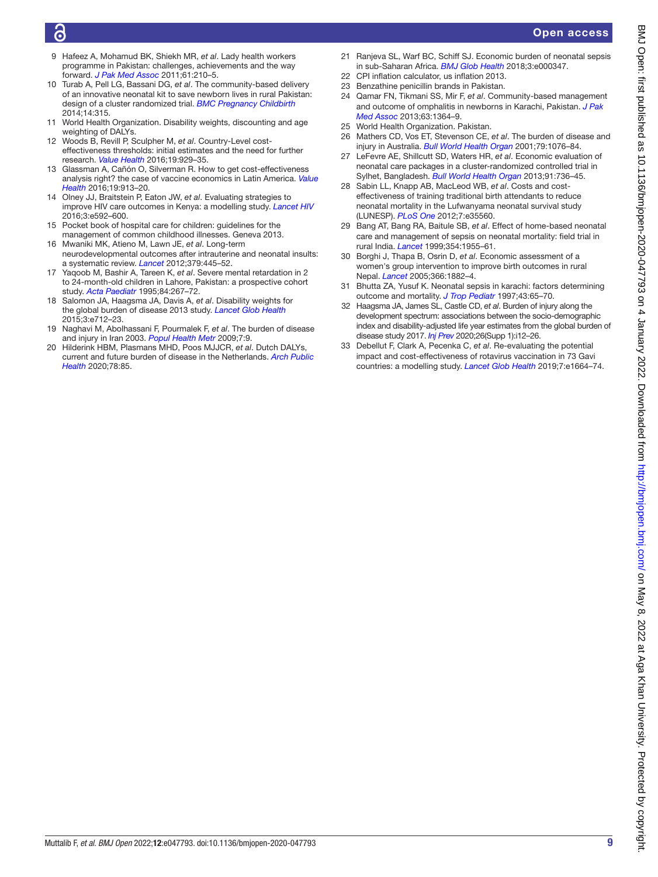9. Hafeez A, Mohamud BK, Shiekh MR, *et al*. Lady health workers programme in Pakistan: challenges, achievements and the way forward. *J Pak Med Assoc* 2011;61:210–5.
10. Turab A, Pell LG, Bassani DG, *et al*. The community-based delivery of an innovative neonatal kit to save newborn lives in rural Pakistan: design of a cluster randomized trial. *BMC Pregnancy Childbirth* 2014;14:315.
11. World Health Organization. Disability weights, discounting and age weighting of DALYs.
12. Woods B, Revill P, Sculpher M, *et al*. Country-Level cost-effectiveness thresholds: initial estimates and the need for further research. *Value Health* 2016;19:929–35.
13. Glassman A, Cañón O, Silverman R. How to get cost-effectiveness analysis right? the case of vaccine economics in Latin America. *Value Health* 2016;19:913–20.
14. Olney JJ, Braitstein P, Eaton JW, *et al*. Evaluating strategies to improve HIV care outcomes in Kenya: a modelling study. *Lancet HIV* 2016;3:e592–600.
15. Pocket book of hospital care for children: guidelines for the management of common childhood illnesses. Geneva 2013.
16. Mwaniki MK, Atieno M, Lawn JE, *et al*. Long-term neurodevelopmental outcomes after intrauterine and neonatal insults: a systematic review. *Lancet* 2012;379:445–52.
17. Yaqoob M, Bashir A, Tareen K, *et al*. Severe mental retardation in 2 to 24-month-old children in Lahore, Pakistan: a prospective cohort study. *Acta Paediatr* 1995;84:267–72.
18. Salomon JA, Haagsma JA, Davis A, *et al*. Disability weights for the global burden of disease 2013 study. *Lancet Glob Health* 2015;3:e712–23.
19. Naghavi M, Abolhassani F, Pourmalek F, *et al*. The burden of disease and injury in Iran 2003. *Popul Health Metr* 2009;7:9.
20. Hilderink HBM, Plasmans MHD, Poos MJJCR, *et al*. Dutch DALYs, current and future burden of disease in the Netherlands. *Arch Public Health* 2020;78:85.
21. Ranjeva SL, Warf BC, Schiff SJ. Economic burden of neonatal sepsis in sub-Saharan Africa. *BMJ Glob Health* 2018;3:e000347.
22. CPI inflation calculator, us inflation 2013.
23. Benzathine penicillin brands in Pakistan.
24. Qamar FN, Tikmani SS, Mir F, *et al*. Community-based management and outcome of omphalitis in newborns in Karachi, Pakistan. *J Pak Med Assoc* 2013;63:1364–9.
25. World Health Organization. Pakistan.
26. Mathers CD, Vos ET, Stevenson CE, *et al*. The burden of disease and injury in Australia. *Bull World Health Organ* 2001;79:1076–84.
27. LeFevre AE, Shillcutt SD, Waters HR, *et al*. Economic evaluation of neonatal care packages in a cluster-randomized controlled trial in Sylhet, Bangladesh. *Bull World Health Organ* 2013;91:736–45.
28. Sabin LL, Knapp AB, MacLeod WB, *et al*. Costs and cost-effectiveness of training traditional birth attendants to reduce neonatal mortality in the Lufwanyama neonatal survival study (LUNESP). *PLoS One* 2012;7:e35560.
29. Bang AT, Bang RA, Baitule SB, *et al*. Effect of home-based neonatal care and management of sepsis on neonatal mortality: field trial in rural India. *Lancet* 1999;354:1955–61.
30. Borghi J, Thapa B, Osrin D, *et al*. Economic assessment of a women's group intervention to improve birth outcomes in rural Nepal. *Lancet* 2005;366:1882–4.
31. Bhutta ZA, Yusuf K. Neonatal sepsis in karachi: factors determining outcome and mortality. *J Trop Pediatr* 1997;43:65–70.
32. Haagsma JA, James SL, Castle CD, *et al*. Burden of injury along the development spectrum: associations between the socio-demographic index and disability-adjusted life year estimates from the global burden of disease study 2017. *Inj Prev* 2020;26(Supp 1):i12–26.
33. Debellut F, Clark A, Pecenka C, *et al*. Re-evaluating the potential impact and cost-effectiveness of rotavirus vaccination in 73 Gavi countries: a modelling study. *Lancet Glob Health* 2019;7:e1664–74.